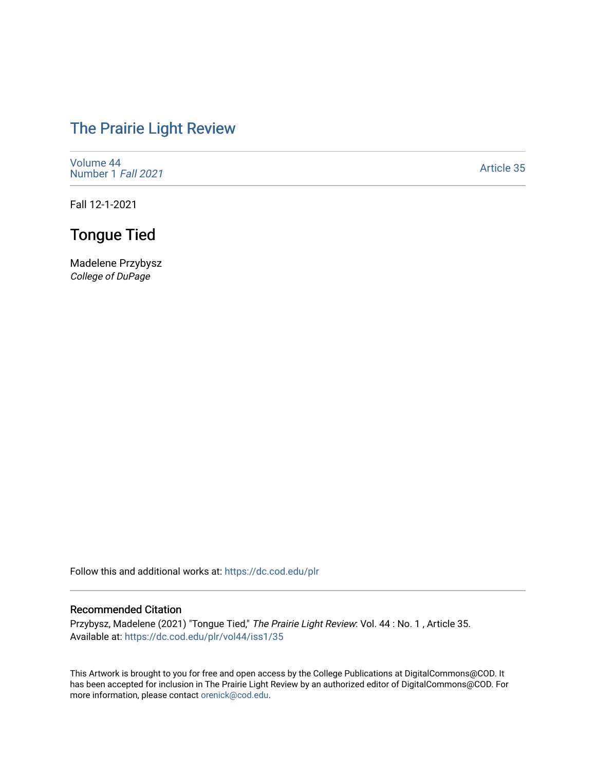# The Prairie Light Review

Volume 44
Number 1 *Fall 2021*

Article 35

Fall 12-1-2021

## Tongue Tied

Madelene Przybysz
*College of DuPage*

Follow this and additional works at: https://dc.cod.edu/plr

### Recommended Citation

Przybysz, Madelene (2021) "Tongue Tied," *The Prairie Light Review*: Vol. 44 : No. 1 , Article 35.
Available at: https://dc.cod.edu/plr/vol44/iss1/35

This Artwork is brought to you for free and open access by the College Publications at DigitalCommons@COD. It has been accepted for inclusion in The Prairie Light Review by an authorized editor of DigitalCommons@COD. For more information, please contact orenick@cod.edu.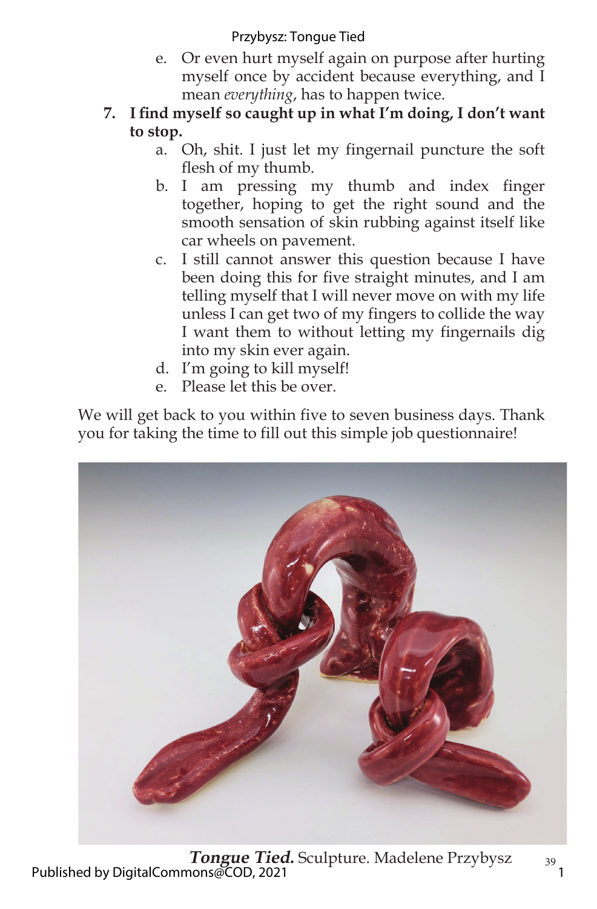e. Or even hurt myself again on purpose after hurting myself once by accident because everything, and I mean *everything*, has to happen twice.

7. **I find myself so caught up in what I'm doing, I don't want to stop.**
    a. Oh, shit. I just let my fingernail puncture the soft flesh of my thumb.
    b. I am pressing my thumb and index finger together, hoping to get the right sound and the smooth sensation of skin rubbing against itself like car wheels on pavement.
    c. I still cannot answer this question because I have been doing this for five straight minutes, and I am telling myself that I will never move on with my life unless I can get two of my fingers to collide the way I want them to without letting my fingernails dig into my skin ever again.
    d. I'm going to kill myself!
    e. Please let this be over.

We will get back to you within five to seven business days. Thank you for taking the time to fill out this simple job questionnaire!

***Tongue Tied.*** Sculpture. Madelene Przybysz